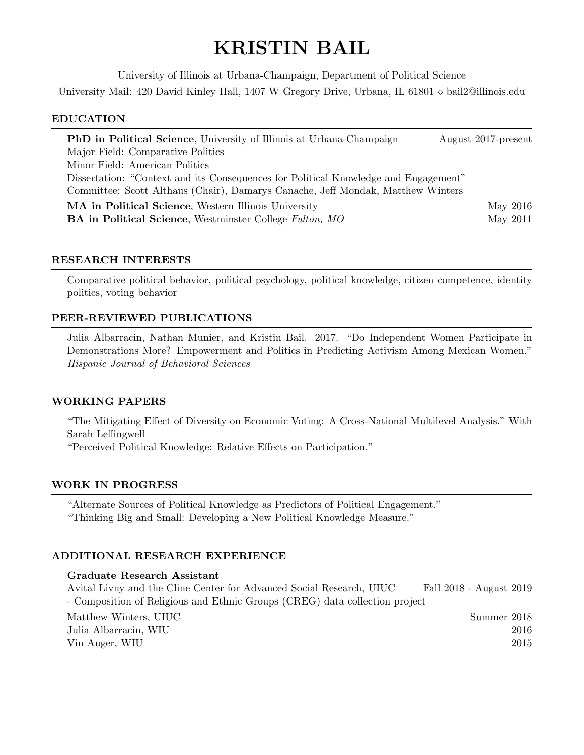# KRISTIN BAIL

University of Illinois at Urbana-Champaign, Department of Political Science

University Mail: 420 David Kinley Hall, 1407 W Gregory Drive, Urbana, IL 61801 ⋄ bail2@illinois.edu

## EDUCATION

**PhD in Political Science**, University of Illinois at Urbana-Champaign — August 2017-present
Major Field: Comparative Politics
Minor Field: American Politics
Dissertation: "Context and its Consequences for Political Knowledge and Engagement"
Committee: Scott Althaus (Chair), Damarys Canache, Jeff Mondak, Matthew Winters

**MA in Political Science**, Western Illinois University — May 2016

**BA in Political Science**, Westminster College *Fulton, MO* — May 2011

## RESEARCH INTERESTS

Comparative political behavior, political psychology, political knowledge, citizen competence, identity politics, voting behavior

## PEER-REVIEWED PUBLICATIONS

Julia Albarracin, Nathan Munier, and Kristin Bail. 2017. "Do Independent Women Participate in Demonstrations More? Empowerment and Politics in Predicting Activism Among Mexican Women." *Hispanic Journal of Behavioral Sciences*

## WORKING PAPERS

"The Mitigating Effect of Diversity on Economic Voting: A Cross-National Multilevel Analysis." With Sarah Leffingwell

"Perceived Political Knowledge: Relative Effects on Participation."

## WORK IN PROGRESS

"Alternate Sources of Political Knowledge as Predictors of Political Engagement."

"Thinking Big and Small: Developing a New Political Knowledge Measure."

## ADDITIONAL RESEARCH EXPERIENCE

**Graduate Research Assistant**

Avital Livny and the Cline Center for Advanced Social Research, UIUC — Fall 2018 - August 2019
- Composition of Religious and Ethnic Groups (CREG) data collection project

Matthew Winters, UIUC — Summer 2018

Julia Albarracin, WIU — 2016

Vin Auger, WIU — 2015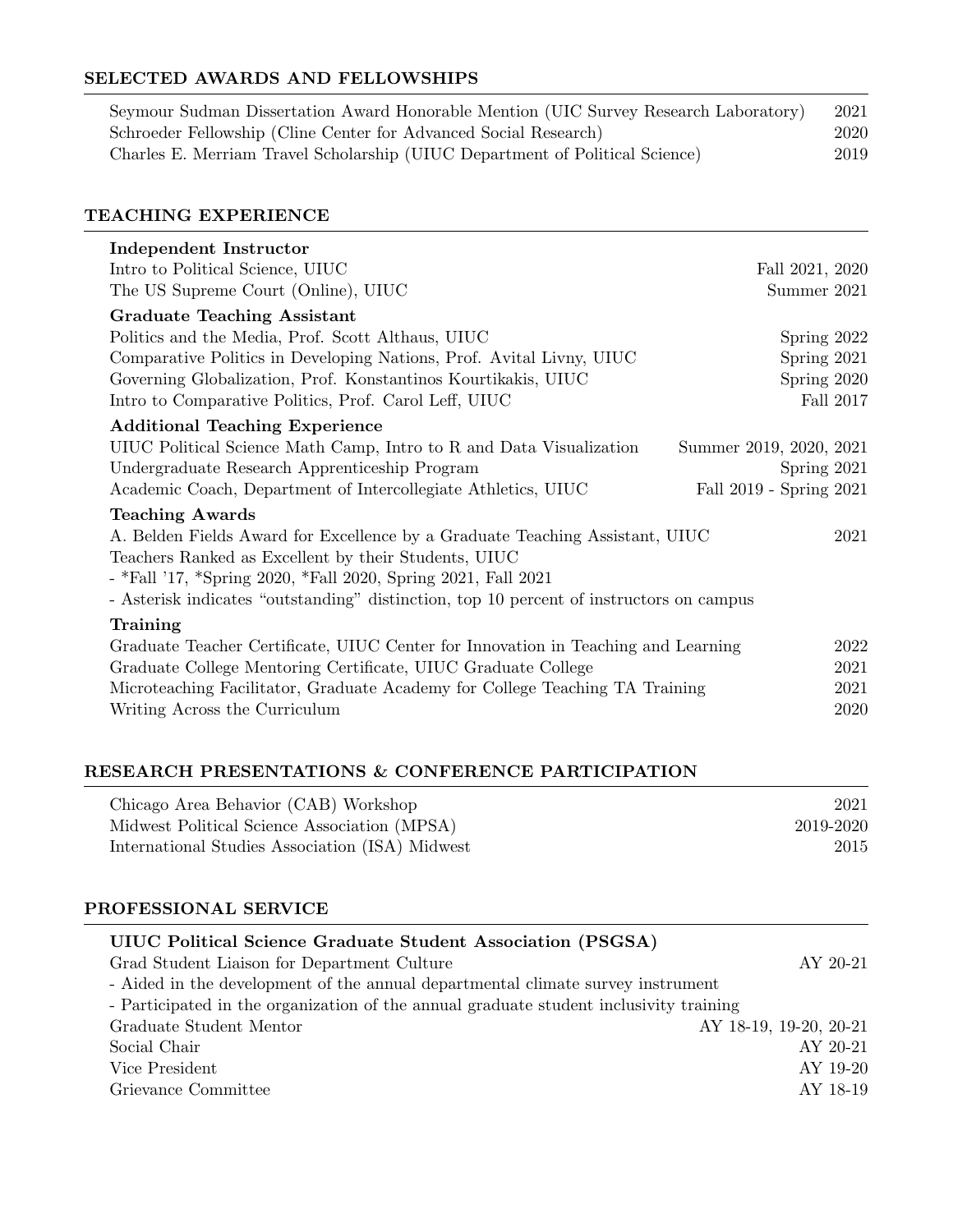## SELECTED AWARDS AND FELLOWSHIPS

Seymour Sudman Dissertation Award Honorable Mention (UIC Survey Research Laboratory) — 2021
Schroeder Fellowship (Cline Center for Advanced Social Research) — 2020
Charles E. Merriam Travel Scholarship (UIUC Department of Political Science) — 2019

## TEACHING EXPERIENCE

**Independent Instructor**

Intro to Political Science, UIUC — Fall 2021, 2020
The US Supreme Court (Online), UIUC — Summer 2021

**Graduate Teaching Assistant**

Politics and the Media, Prof. Scott Althaus, UIUC — Spring 2022
Comparative Politics in Developing Nations, Prof. Avital Livny, UIUC — Spring 2021
Governing Globalization, Prof. Konstantinos Kourtikakis, UIUC — Spring 2020
Intro to Comparative Politics, Prof. Carol Leff, UIUC — Fall 2017

**Additional Teaching Experience**

UIUC Political Science Math Camp, Intro to R and Data Visualization — Summer 2019, 2020, 2021
Undergraduate Research Apprenticeship Program — Spring 2021
Academic Coach, Department of Intercollegiate Athletics, UIUC — Fall 2019 - Spring 2021

**Teaching Awards**

A. Belden Fields Award for Excellence by a Graduate Teaching Assistant, UIUC — 2021
Teachers Ranked as Excellent by their Students, UIUC
- *Fall '17, *Spring 2020, *Fall 2020, Spring 2021, Fall 2021
- Asterisk indicates "outstanding" distinction, top 10 percent of instructors on campus

**Training**

Graduate Teacher Certificate, UIUC Center for Innovation in Teaching and Learning — 2022
Graduate College Mentoring Certificate, UIUC Graduate College — 2021
Microteaching Facilitator, Graduate Academy for College Teaching TA Training — 2021
Writing Across the Curriculum — 2020

## RESEARCH PRESENTATIONS & CONFERENCE PARTICIPATION

Chicago Area Behavior (CAB) Workshop — 2021
Midwest Political Science Association (MPSA) — 2019-2020
International Studies Association (ISA) Midwest — 2015

## PROFESSIONAL SERVICE

**UIUC Political Science Graduate Student Association (PSGSA)**

Grad Student Liaison for Department Culture — AY 20-21
- Aided in the development of the annual departmental climate survey instrument
- Participated in the organization of the annual graduate student inclusivity training

Graduate Student Mentor — AY 18-19, 19-20, 20-21
Social Chair — AY 20-21
Vice President — AY 19-20
Grievance Committee — AY 18-19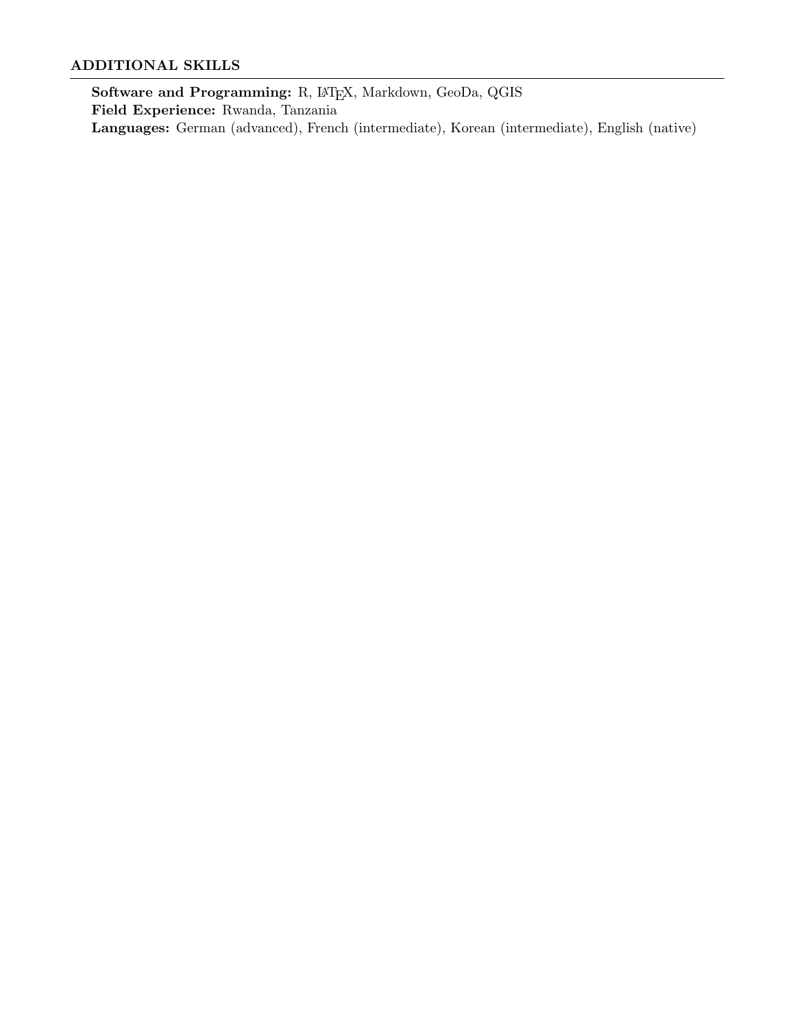## ADDITIONAL SKILLS

**Software and Programming:** R, LaTeX, Markdown, GeoDa, QGIS
**Field Experience:** Rwanda, Tanzania
**Languages:** German (advanced), French (intermediate), Korean (intermediate), English (native)